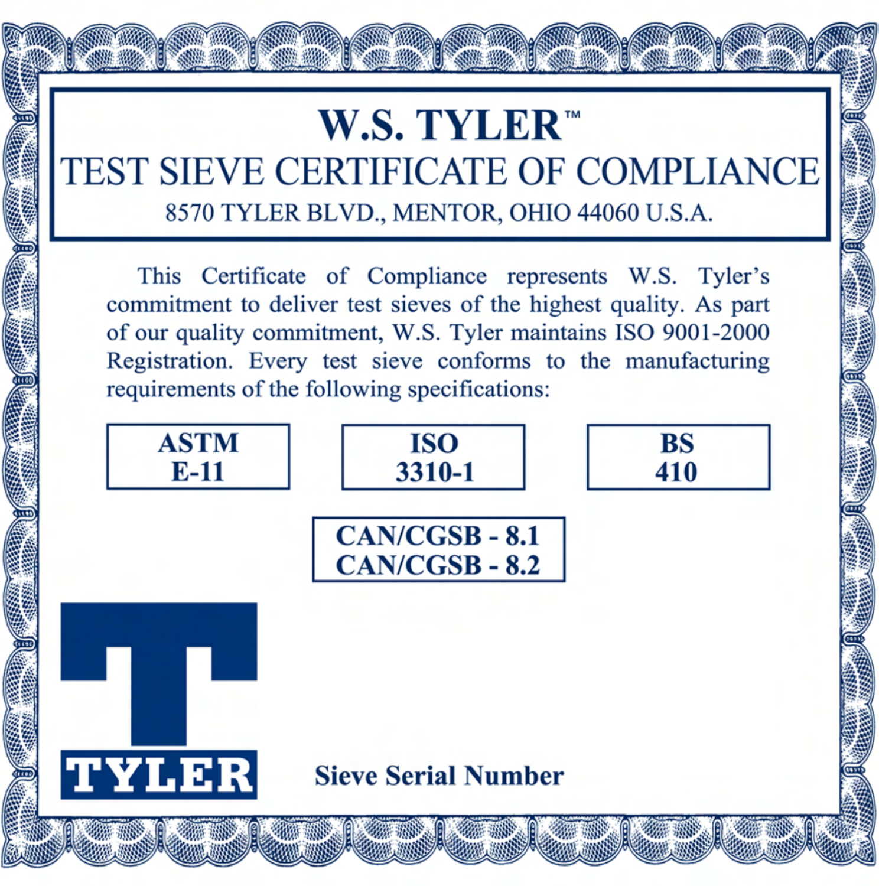# W.S. TYLER™

## TEST SIEVE CERTIFICATE OF COMPLIANCE

8570 TYLER BLVD., MENTOR, OHIO 44060 U.S.A.

This Certificate of Compliance represents W.S. Tyler's commitment to deliver test sieves of the highest quality. As part of our quality commitment, W.S. Tyler maintains ISO 9001-2000 Registration. Every test sieve conforms to the manufacturing requirements of the following specifications:

**ASTM E-11**

**ISO 3310-1**

**BS 410**

**CAN/CGSB - 8.1**
**CAN/CGSB - 8.2**

**TYLER**

**Sieve Serial Number**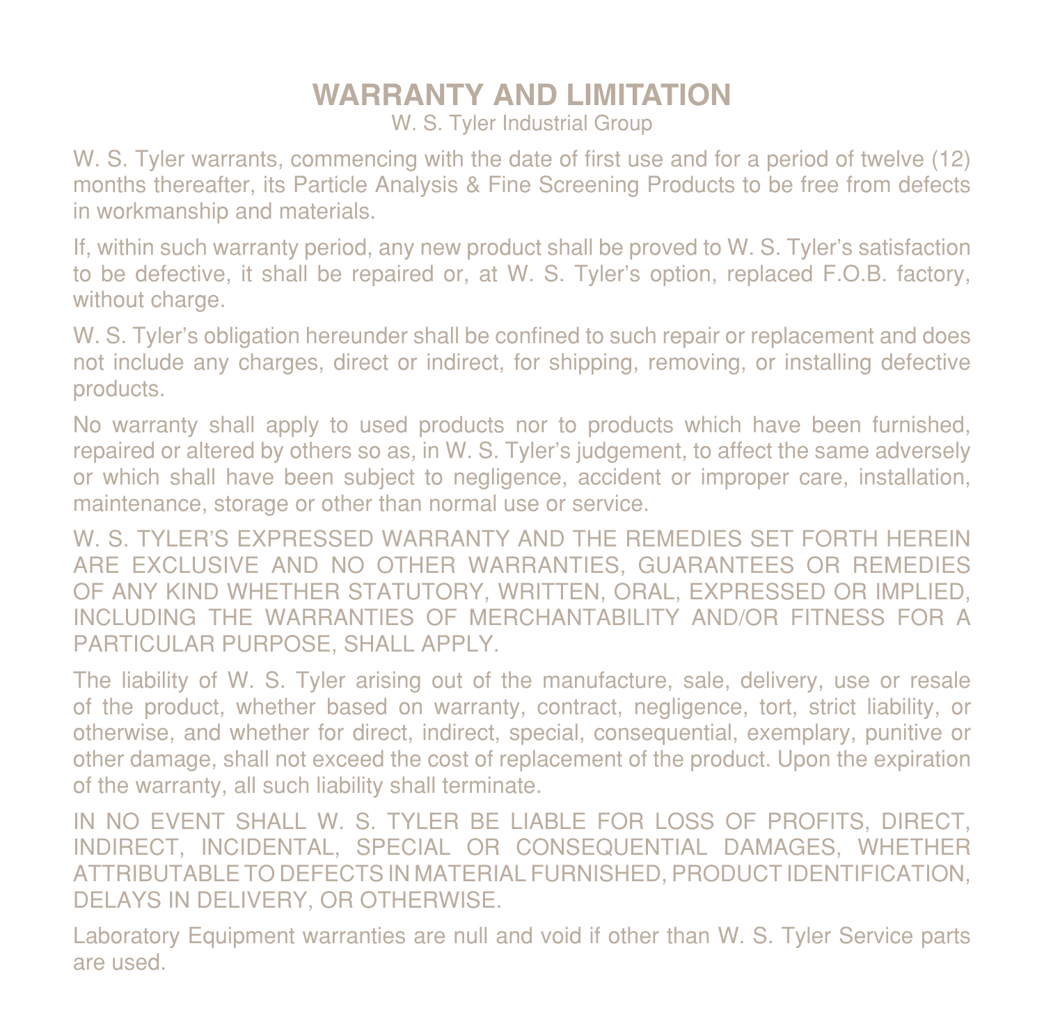# WARRANTY AND LIMITATION

W. S. Tyler Industrial Group

W. S. Tyler warrants, commencing with the date of first use and for a period of twelve (12) months thereafter, its Particle Analysis & Fine Screening Products to be free from defects in workmanship and materials.

If, within such warranty period, any new product shall be proved to W. S. Tyler's satisfaction to be defective, it shall be repaired or, at W. S. Tyler's option, replaced F.O.B. factory, without charge.

W. S. Tyler's obligation hereunder shall be confined to such repair or replacement and does not include any charges, direct or indirect, for shipping, removing, or installing defective products.

No warranty shall apply to used products nor to products which have been furnished, repaired or altered by others so as, in W. S. Tyler's judgement, to affect the same adversely or which shall have been subject to negligence, accident or improper care, installation, maintenance, storage or other than normal use or service.

W. S. TYLER'S EXPRESSED WARRANTY AND THE REMEDIES SET FORTH HEREIN ARE EXCLUSIVE AND NO OTHER WARRANTIES, GUARANTEES OR REMEDIES OF ANY KIND WHETHER STATUTORY, WRITTEN, ORAL, EXPRESSED OR IMPLIED, INCLUDING THE WARRANTIES OF MERCHANTABILITY AND/OR FITNESS FOR A PARTICULAR PURPOSE, SHALL APPLY.

The liability of W. S. Tyler arising out of the manufacture, sale, delivery, use or resale of the product, whether based on warranty, contract, negligence, tort, strict liability, or otherwise, and whether for direct, indirect, special, consequential, exemplary, punitive or other damage, shall not exceed the cost of replacement of the product. Upon the expiration of the warranty, all such liability shall terminate.

IN NO EVENT SHALL W. S. TYLER BE LIABLE FOR LOSS OF PROFITS, DIRECT, INDIRECT, INCIDENTAL, SPECIAL OR CONSEQUENTIAL DAMAGES, WHETHER ATTRIBUTABLE TO DEFECTS IN MATERIAL FURNISHED, PRODUCT IDENTIFICATION, DELAYS IN DELIVERY, OR OTHERWISE.

Laboratory Equipment warranties are null and void if other than W. S. Tyler Service parts are used.